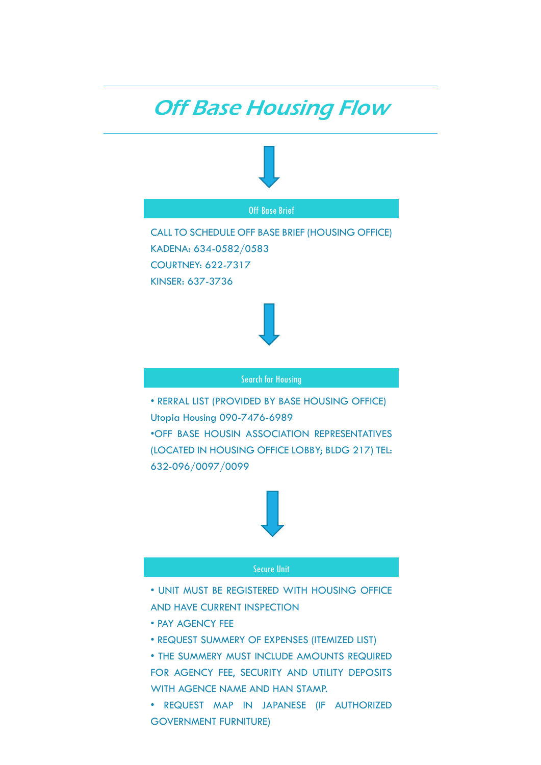# Off Base Housing Flow

## Off Base Brief

CALL TO SCHEDULE OFF BASE BRIEF (HOUSING OFFICE)
KADENA: 634-0582/0583
COURTNEY: 622-7317
KINSER: 637-3736

## Search for Housing

• RERRAL LIST (PROVIDED BY BASE HOUSING OFFICE)
Utopia Housing 090-7476-6989
•OFF BASE HOUSIN ASSOCIATION REPRESENTATIVES (LOCATED IN HOUSING OFFICE LOBBY; BLDG 217) TEL: 632-096/0097/0099

## Secure Unit

• UNIT MUST BE REGISTERED WITH HOUSING OFFICE AND HAVE CURRENT INSPECTION
• PAY AGENCY FEE
• REQUEST SUMMERY OF EXPENSES (ITEMIZED LIST)
• THE SUMMERY MUST INCLUDE AMOUNTS REQUIRED FOR AGENCY FEE, SECURITY AND UTILITY DEPOSITS WITH AGENCE NAME AND HAN STAMP.
• REQUEST MAP IN JAPANESE (IF AUTHORIZED GOVERNMENT FURNITURE)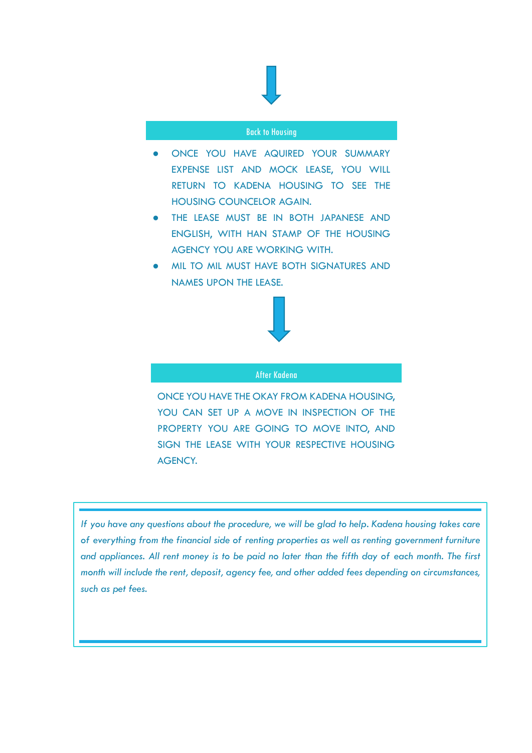## Back to Housing

- ONCE YOU HAVE AQUIRED YOUR SUMMARY EXPENSE LIST AND MOCK LEASE, YOU WILL RETURN TO KADENA HOUSING TO SEE THE HOUSING COUNCELOR AGAIN.
- THE LEASE MUST BE IN BOTH JAPANESE AND ENGLISH, WITH HAN STAMP OF THE HOUSING AGENCY YOU ARE WORKING WITH.
- MIL TO MIL MUST HAVE BOTH SIGNATURES AND NAMES UPON THE LEASE.

## After Kadena

ONCE YOU HAVE THE OKAY FROM KADENA HOUSING, YOU CAN SET UP A MOVE IN INSPECTION OF THE PROPERTY YOU ARE GOING TO MOVE INTO, AND SIGN THE LEASE WITH YOUR RESPECTIVE HOUSING AGENCY.

*If you have any questions about the procedure, we will be glad to help. Kadena housing takes care of everything from the financial side of renting properties as well as renting government furniture and appliances. All rent money is to be paid no later than the fifth day of each month. The first month will include the rent, deposit, agency fee, and other added fees depending on circumstances, such as pet fees.*